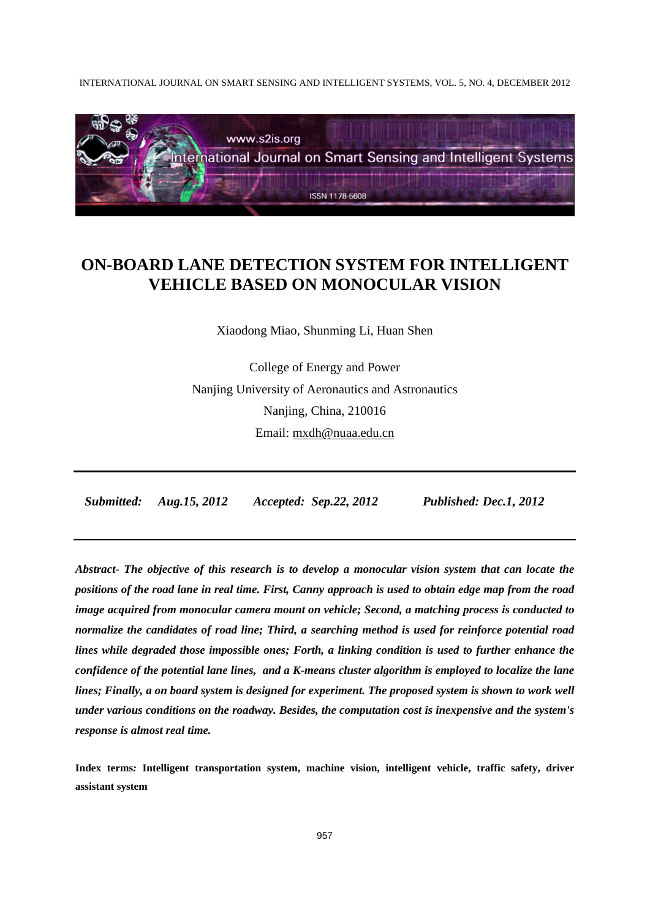# ON-BOARD LANE DETECTION SYSTEM FOR INTELLIGENT VEHICLE BASED ON MONOCULAR VISION

Xiaodong Miao, Shunming Li, Huan Shen

College of Energy and Power
Nanjing University of Aeronautics and Astronautics
Nanjing, China, 210016
Email: mxdh@nuaa.edu.cn

*Submitted: Aug.15, 2012 Accepted: Sep.22, 2012 Published: Dec.1, 2012*

***Abstract- The objective of this research is to develop a monocular vision system that can locate the positions of the road lane in real time. First, Canny approach is used to obtain edge map from the road image acquired from monocular camera mount on vehicle; Second, a matching process is conducted to normalize the candidates of road line; Third, a searching method is used for reinforce potential road lines while degraded those impossible ones; Forth, a linking condition is used to further enhance the confidence of the potential lane lines, and a K-means cluster algorithm is employed to localize the lane lines; Finally, a on board system is designed for experiment. The proposed system is shown to work well under various conditions on the roadway. Besides, the computation cost is inexpensive and the system's response is almost real time.***

**Index terms: Intelligent transportation system, machine vision, intelligent vehicle, traffic safety, driver assistant system**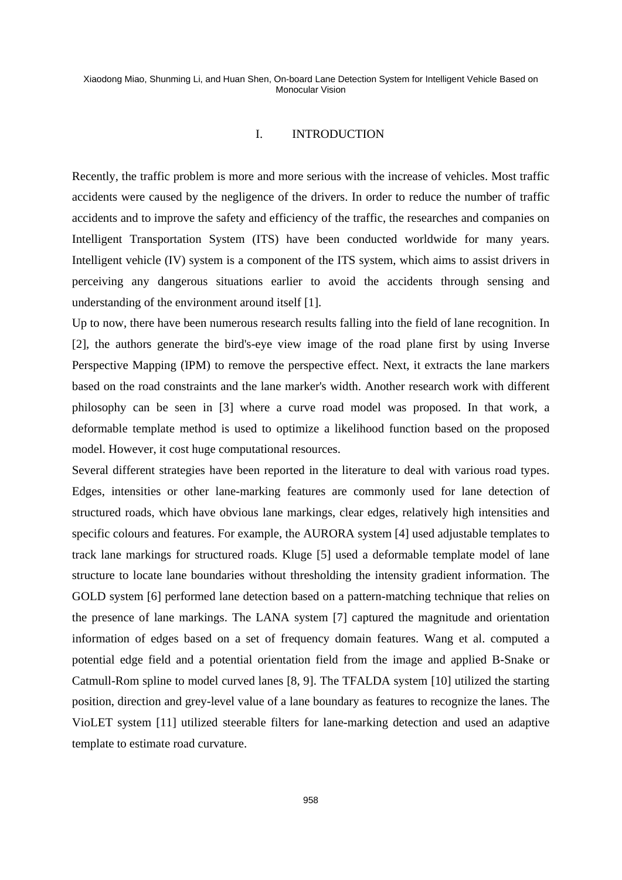# I. INTRODUCTION

Recently, the traffic problem is more and more serious with the increase of vehicles. Most traffic accidents were caused by the negligence of the drivers. In order to reduce the number of traffic accidents and to improve the safety and efficiency of the traffic, the researches and companies on Intelligent Transportation System (ITS) have been conducted worldwide for many years. Intelligent vehicle (IV) system is a component of the ITS system, which aims to assist drivers in perceiving any dangerous situations earlier to avoid the accidents through sensing and understanding of the environment around itself [1].

Up to now, there have been numerous research results falling into the field of lane recognition. In [2], the authors generate the bird's-eye view image of the road plane first by using Inverse Perspective Mapping (IPM) to remove the perspective effect. Next, it extracts the lane markers based on the road constraints and the lane marker's width. Another research work with different philosophy can be seen in [3] where a curve road model was proposed. In that work, a deformable template method is used to optimize a likelihood function based on the proposed model. However, it cost huge computational resources.

Several different strategies have been reported in the literature to deal with various road types. Edges, intensities or other lane-marking features are commonly used for lane detection of structured roads, which have obvious lane markings, clear edges, relatively high intensities and specific colours and features. For example, the AURORA system [4] used adjustable templates to track lane markings for structured roads. Kluge [5] used a deformable template model of lane structure to locate lane boundaries without thresholding the intensity gradient information. The GOLD system [6] performed lane detection based on a pattern-matching technique that relies on the presence of lane markings. The LANA system [7] captured the magnitude and orientation information of edges based on a set of frequency domain features. Wang et al. computed a potential edge field and a potential orientation field from the image and applied B-Snake or Catmull-Rom spline to model curved lanes [8, 9]. The TFALDA system [10] utilized the starting position, direction and grey-level value of a lane boundary as features to recognize the lanes. The VioLET system [11] utilized steerable filters for lane-marking detection and used an adaptive template to estimate road curvature.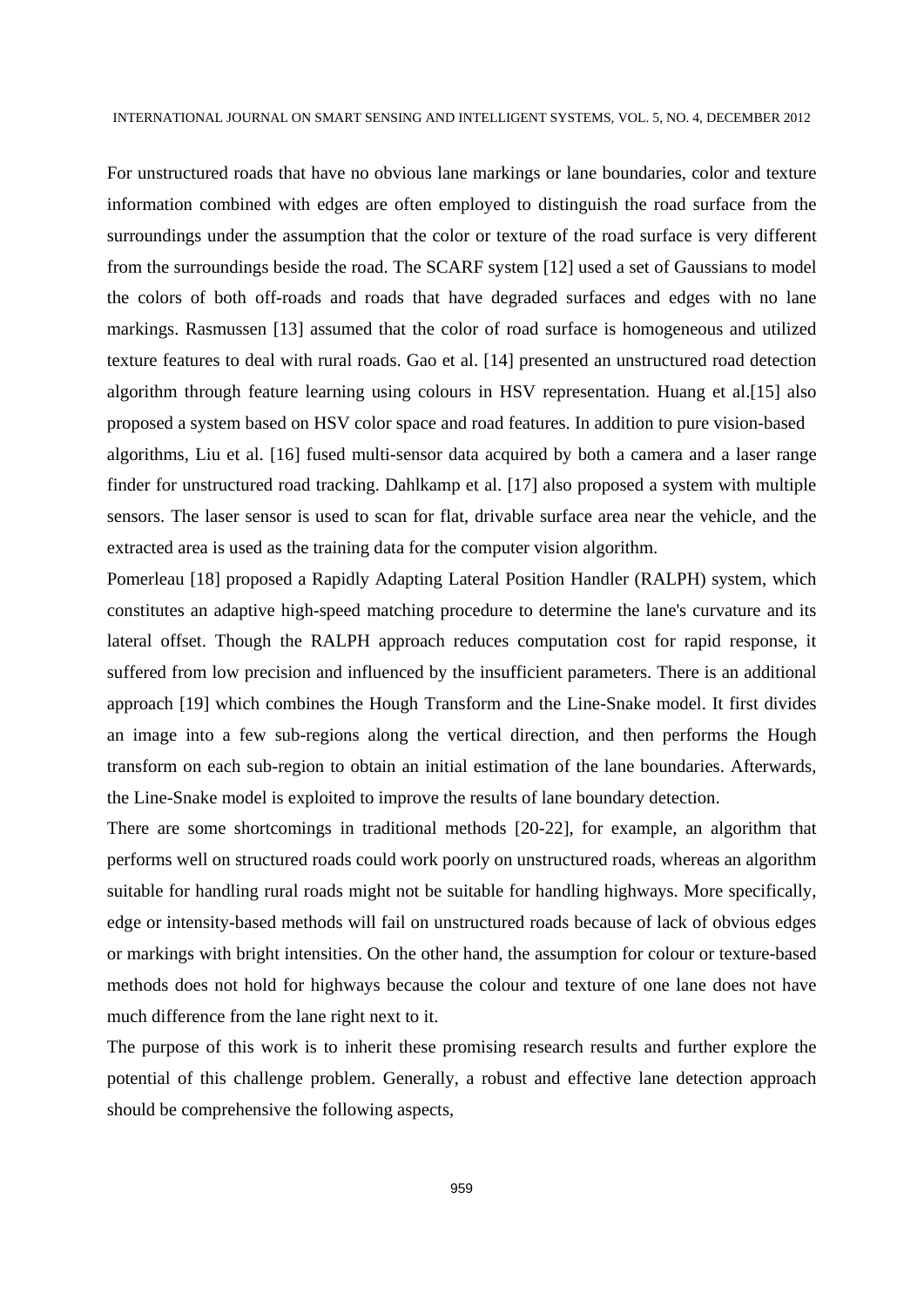For unstructured roads that have no obvious lane markings or lane boundaries, color and texture information combined with edges are often employed to distinguish the road surface from the surroundings under the assumption that the color or texture of the road surface is very different from the surroundings beside the road. The SCARF system [12] used a set of Gaussians to model the colors of both off-roads and roads that have degraded surfaces and edges with no lane markings. Rasmussen [13] assumed that the color of road surface is homogeneous and utilized texture features to deal with rural roads. Gao et al. [14] presented an unstructured road detection algorithm through feature learning using colours in HSV representation. Huang et al.[15] also proposed a system based on HSV color space and road features. In addition to pure vision-based algorithms, Liu et al. [16] fused multi-sensor data acquired by both a camera and a laser range finder for unstructured road tracking. Dahlkamp et al. [17] also proposed a system with multiple sensors. The laser sensor is used to scan for flat, drivable surface area near the vehicle, and the extracted area is used as the training data for the computer vision algorithm.

Pomerleau [18] proposed a Rapidly Adapting Lateral Position Handler (RALPH) system, which constitutes an adaptive high-speed matching procedure to determine the lane's curvature and its lateral offset. Though the RALPH approach reduces computation cost for rapid response, it suffered from low precision and influenced by the insufficient parameters. There is an additional approach [19] which combines the Hough Transform and the Line-Snake model. It first divides an image into a few sub-regions along the vertical direction, and then performs the Hough transform on each sub-region to obtain an initial estimation of the lane boundaries. Afterwards, the Line-Snake model is exploited to improve the results of lane boundary detection.

There are some shortcomings in traditional methods [20-22], for example, an algorithm that performs well on structured roads could work poorly on unstructured roads, whereas an algorithm suitable for handling rural roads might not be suitable for handling highways. More specifically, edge or intensity-based methods will fail on unstructured roads because of lack of obvious edges or markings with bright intensities. On the other hand, the assumption for colour or texture-based methods does not hold for highways because the colour and texture of one lane does not have much difference from the lane right next to it.

The purpose of this work is to inherit these promising research results and further explore the potential of this challenge problem. Generally, a robust and effective lane detection approach should be comprehensive the following aspects,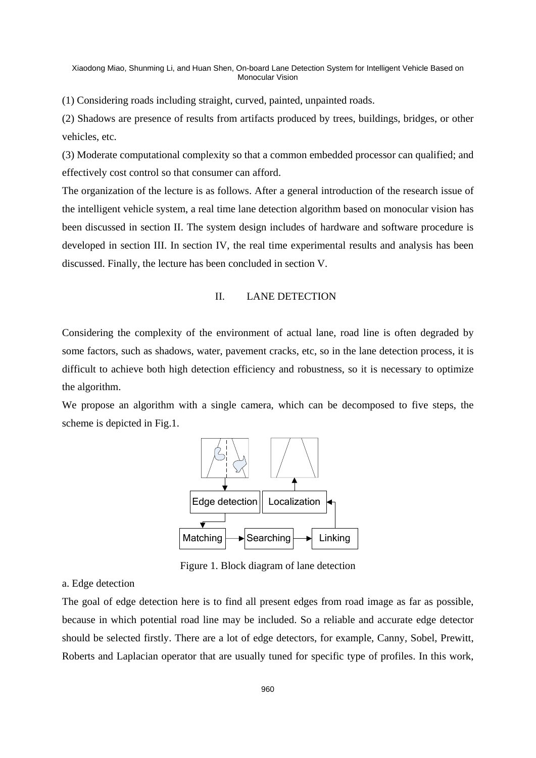(1) Considering roads including straight, curved, painted, unpainted roads.

(2) Shadows are presence of results from artifacts produced by trees, buildings, bridges, or other vehicles, etc.

(3) Moderate computational complexity so that a common embedded processor can qualified; and effectively cost control so that consumer can afford.

The organization of the lecture is as follows. After a general introduction of the research issue of the intelligent vehicle system, a real time lane detection algorithm based on monocular vision has been discussed in section II. The system design includes of hardware and software procedure is developed in section III. In section IV, the real time experimental results and analysis has been discussed. Finally, the lecture has been concluded in section V.

## II. LANE DETECTION

Considering the complexity of the environment of actual lane, road line is often degraded by some factors, such as shadows, water, pavement cracks, etc, so in the lane detection process, it is difficult to achieve both high detection efficiency and robustness, so it is necessary to optimize the algorithm.

We propose an algorithm with a single camera, which can be decomposed to five steps, the scheme is depicted in Fig.1.

Edge detection → Matching → Searching → Linking → Localization

Figure 1. Block diagram of lane detection

a. Edge detection

The goal of edge detection here is to find all present edges from road image as far as possible, because in which potential road line may be included. So a reliable and accurate edge detector should be selected firstly. There are a lot of edge detectors, for example, Canny, Sobel, Prewitt, Roberts and Laplacian operator that are usually tuned for specific type of profiles. In this work,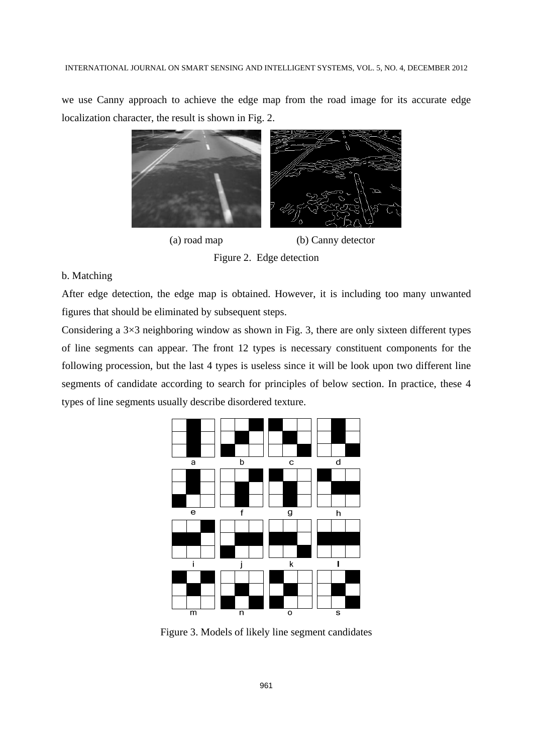we use Canny approach to achieve the edge map from the road image for its accurate edge localization character, the result is shown in Fig. 2.

(a) road map (b) Canny detector

Figure 2. Edge detection

b. Matching

After edge detection, the edge map is obtained. However, it is including too many unwanted figures that should be eliminated by subsequent steps.

Considering a 3×3 neighboring window as shown in Fig. 3, there are only sixteen different types of line segments can appear. The front 12 types is necessary constituent components for the following procession, but the last 4 types is useless since it will be look upon two different line segments of candidate according to search for principles of below section. In practice, these 4 types of line segments usually describe disordered texture.

Figure 3. Models of likely line segment candidates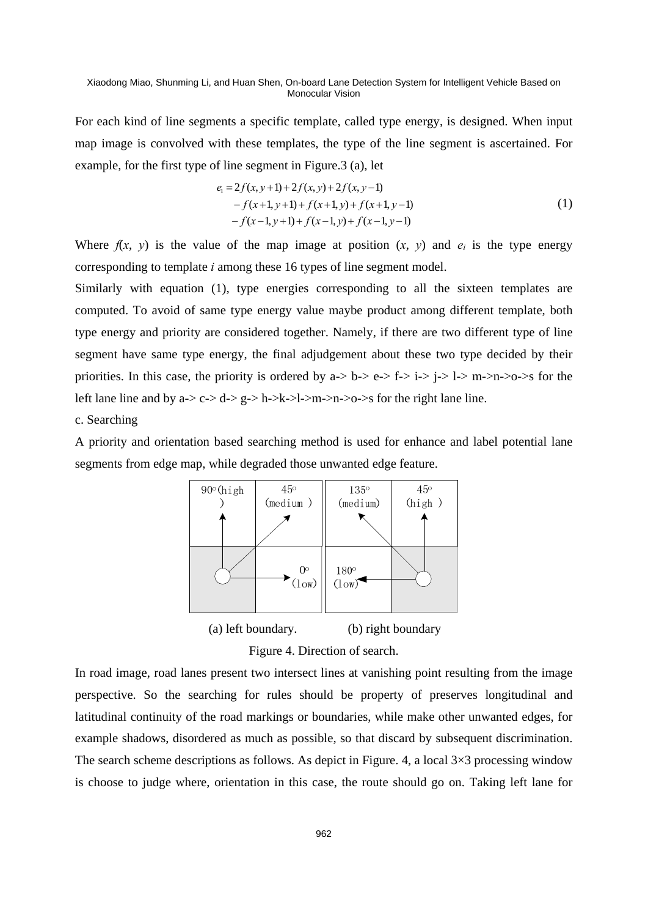For each kind of line segments a specific template, called type energy, is designed. When input map image is convolved with these templates, the type of the line segment is ascertained. For example, for the first type of line segment in Figure.3 (a), let

$$
\begin{aligned}
e_1 = & \, 2f(x, y+1) + 2f(x, y) + 2f(x, y-1) \\
& - f(x+1, y+1) + f(x+1, y) + f(x+1, y-1) \\
& - f(x-1, y+1) + f(x-1, y) + f(x-1, y-1)
\end{aligned}
\tag{1}
$$

Where $f(x, y)$ is the value of the map image at position $(x, y)$ and $e_i$ is the type energy corresponding to template $i$ among these 16 types of line segment model.

Similarly with equation (1), type energies corresponding to all the sixteen templates are computed. To avoid of same type energy value maybe product among different template, both type energy and priority are considered together. Namely, if there are two different type of line segment have same type energy, the final adjudgement about these two type decided by their priorities. In this case, the priority is ordered by a-> b-> e-> f-> i-> j-> l-> m->n->o->s for the left lane line and by a-> c-> d-> g-> h->k->l->m->n->o->s for the right lane line.

c. Searching

A priority and orientation based searching method is used for enhance and label potential lane segments from edge map, while degraded those unwanted edge feature.

(a) left boundary. (b) right boundary

Figure 4. Direction of search.

In road image, road lanes present two intersect lines at vanishing point resulting from the image perspective. So the searching for rules should be property of preserves longitudinal and latitudinal continuity of the road markings or boundaries, while make other unwanted edges, for example shadows, disordered as much as possible, so that discard by subsequent discrimination. The search scheme descriptions as follows. As depict in Figure. 4, a local 3×3 processing window is choose to judge where, orientation in this case, the route should go on. Taking left lane for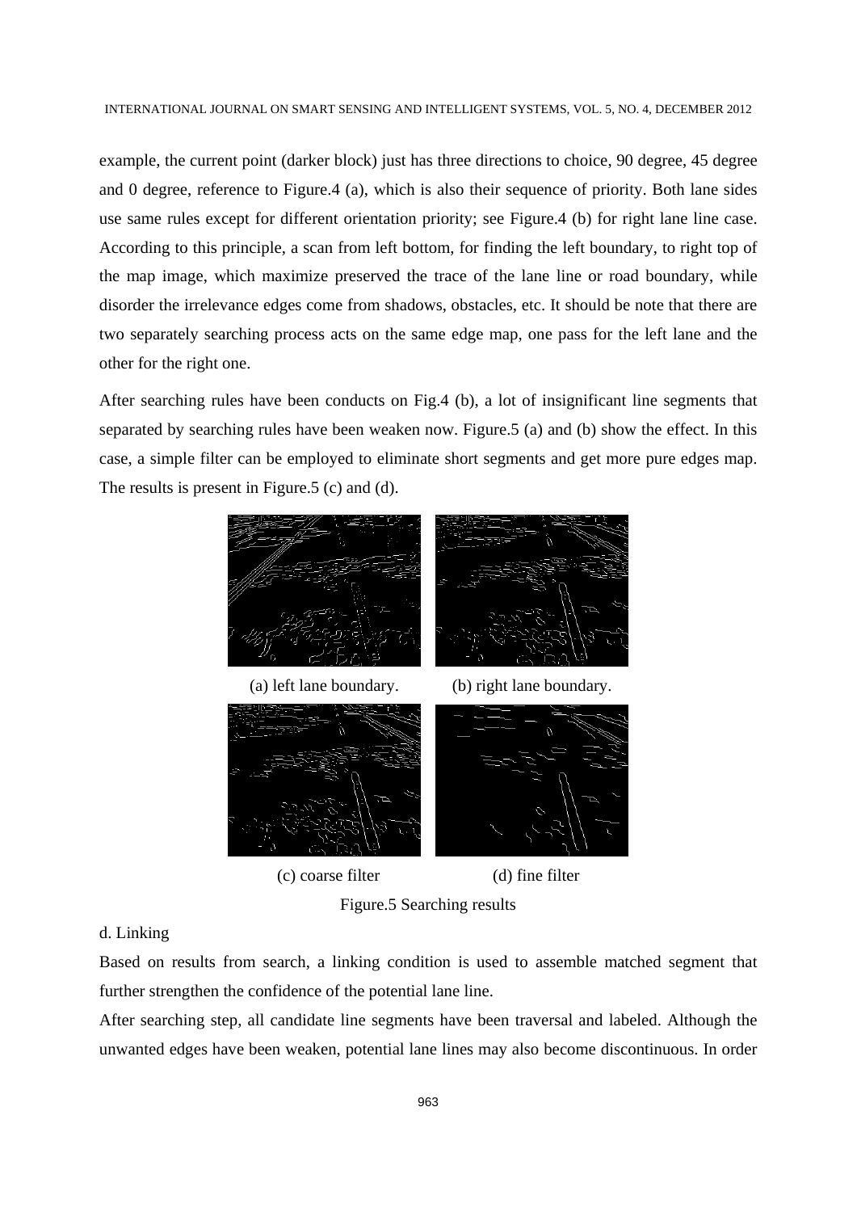example, the current point (darker block) just has three directions to choice, 90 degree, 45 degree and 0 degree, reference to Figure.4 (a), which is also their sequence of priority. Both lane sides use same rules except for different orientation priority; see Figure.4 (b) for right lane line case. According to this principle, a scan from left bottom, for finding the left boundary, to right top of the map image, which maximize preserved the trace of the lane line or road boundary, while disorder the irrelevance edges come from shadows, obstacles, etc. It should be note that there are two separately searching process acts on the same edge map, one pass for the left lane and the other for the right one.

After searching rules have been conducts on Fig.4 (b), a lot of insignificant line segments that separated by searching rules have been weaken now. Figure.5 (a) and (b) show the effect. In this case, a simple filter can be employed to eliminate short segments and get more pure edges map. The results is present in Figure.5 (c) and (d).

(a) left lane boundary. (b) right lane boundary.

(c) coarse filter (d) fine filter

Figure.5 Searching results

d. Linking

Based on results from search, a linking condition is used to assemble matched segment that further strengthen the confidence of the potential lane line.

After searching step, all candidate line segments have been traversal and labeled. Although the unwanted edges have been weaken, potential lane lines may also become discontinuous. In order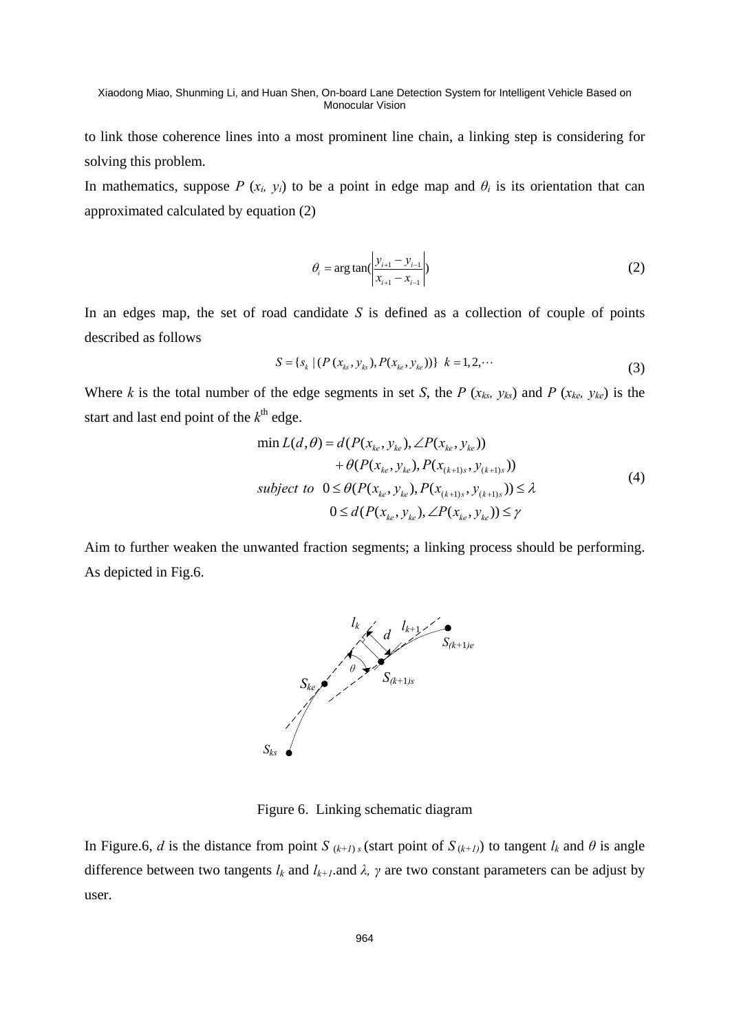to link those coherence lines into a most prominent line chain, a linking step is considering for solving this problem.

In mathematics, suppose $P$ ($x_i$, $y_i$) to be a point in edge map and $\theta_i$ is its orientation that can approximated calculated by equation (2)

$$\theta_i = \arg\tan(\left|\frac{y_{i+1} - y_{i-1}}{x_{i+1} - x_{i-1}}\right|) \tag{2}$$

In an edges map, the set of road candidate $S$ is defined as a collection of couple of points described as follows

$$S = \{s_k \mid (P(x_{ks}, y_{ks}), P(x_{ke}, y_{ke}))\} \quad k = 1, 2, \cdots \tag{3}$$

Where $k$ is the total number of the edge segments in set $S$, the $P$ ($x_{ks}$, $y_{ks}$) and $P$ ($x_{ke}$, $y_{ke}$) is the start and last end point of the $k^{\text{th}}$ edge.

$$\begin{aligned} \min L(d, \theta) &= d(P(x_{ke}, y_{ke}), \angle P(x_{ke}, y_{ke})) \\ &\quad + \theta(P(x_{ke}, y_{ke}), P(x_{(k+1)s}, y_{(k+1)s})) \\ \textit{subject to} \quad & 0 \le \theta(P(x_{ke}, y_{ke}), P(x_{(k+1)s}, y_{(k+1)s})) \le \lambda \\ & 0 \le d(P(x_{ke}, y_{ke}), \angle P(x_{ke}, y_{ke})) \le \gamma \end{aligned} \tag{4}$$

Aim to further weaken the unwanted fraction segments; a linking process should be performing. As depicted in Fig.6.

Figure 6. Linking schematic diagram

In Figure.6, $d$ is the distance from point $S_{(k+1)s}$ (start point of $S_{(k+1)}$) to tangent $l_k$ and $\theta$ is angle difference between two tangents $l_k$ and $l_{k+1}$.and $\lambda$, $\gamma$ are two constant parameters can be adjust by user.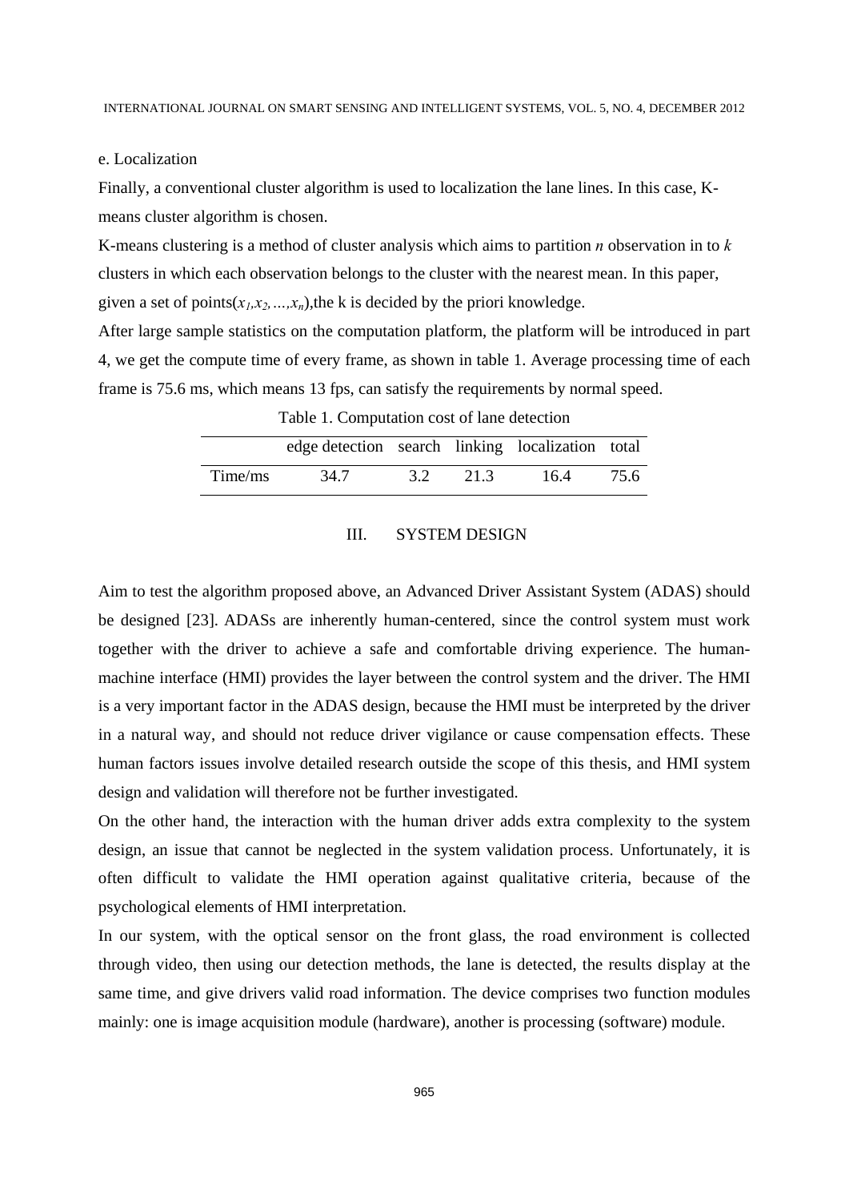#### e. Localization

Finally, a conventional cluster algorithm is used to localization the lane lines. In this case, K-means cluster algorithm is chosen.

K-means clustering is a method of cluster analysis which aims to partition *n* observation in to *k* clusters in which each observation belongs to the cluster with the nearest mean. In this paper, given a set of points($x_1, x_2, \ldots, x_n$),the k is decided by the priori knowledge.

After large sample statistics on the computation platform, the platform will be introduced in part 4, we get the compute time of every frame, as shown in table 1. Average processing time of each frame is 75.6 ms, which means 13 fps, can satisfy the requirements by normal speed.

Table 1. Computation cost of lane detection

| | edge detection | search | linking | localization | total |
|---|---|---|---|---|---|
| Time/ms | 34.7 | 3.2 | 21.3 | 16.4 | 75.6 |

## III. SYSTEM DESIGN

Aim to test the algorithm proposed above, an Advanced Driver Assistant System (ADAS) should be designed [23]. ADASs are inherently human-centered, since the control system must work together with the driver to achieve a safe and comfortable driving experience. The human-machine interface (HMI) provides the layer between the control system and the driver. The HMI is a very important factor in the ADAS design, because the HMI must be interpreted by the driver in a natural way, and should not reduce driver vigilance or cause compensation effects. These human factors issues involve detailed research outside the scope of this thesis, and HMI system design and validation will therefore not be further investigated.

On the other hand, the interaction with the human driver adds extra complexity to the system design, an issue that cannot be neglected in the system validation process. Unfortunately, it is often difficult to validate the HMI operation against qualitative criteria, because of the psychological elements of HMI interpretation.

In our system, with the optical sensor on the front glass, the road environment is collected through video, then using our detection methods, the lane is detected, the results display at the same time, and give drivers valid road information. The device comprises two function modules mainly: one is image acquisition module (hardware), another is processing (software) module.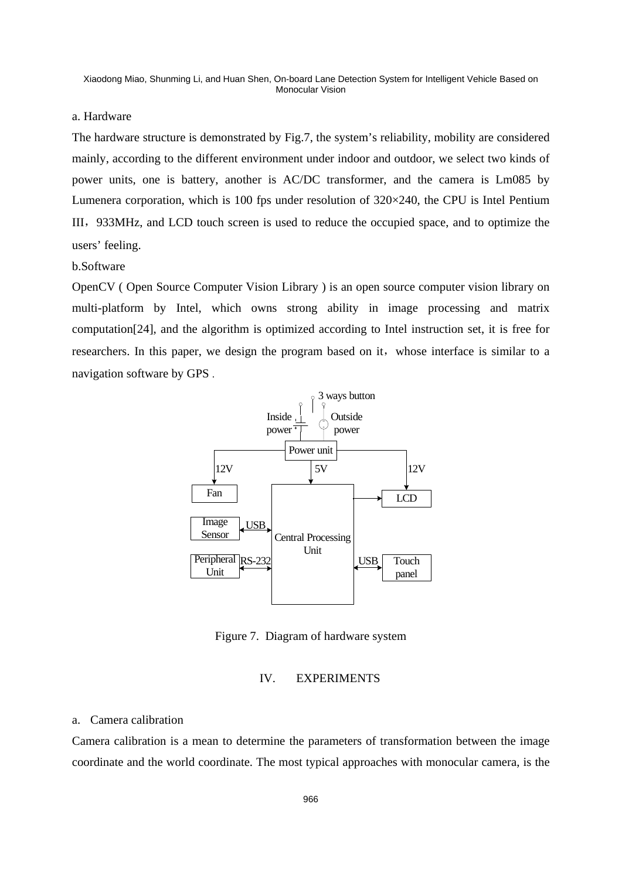a. Hardware

The hardware structure is demonstrated by Fig.7, the system's reliability, mobility are considered mainly, according to the different environment under indoor and outdoor, we select two kinds of power units, one is battery, another is AC/DC transformer, and the camera is Lm085 by Lumenera corporation, which is 100 fps under resolution of 320×240, the CPU is Intel Pentium III，933MHz, and LCD touch screen is used to reduce the occupied space, and to optimize the users' feeling.

b.Software

OpenCV ( Open Source Computer Vision Library ) is an open source computer vision library on multi-platform by Intel, which owns strong ability in image processing and matrix computation[24], and the algorithm is optimized according to Intel instruction set, it is free for researchers. In this paper, we design the program based on it，whose interface is similar to a navigation software by GPS .

Figure 7. Diagram of hardware system

## IV. EXPERIMENTS

a. Camera calibration

Camera calibration is a mean to determine the parameters of transformation between the image coordinate and the world coordinate. The most typical approaches with monocular camera, is the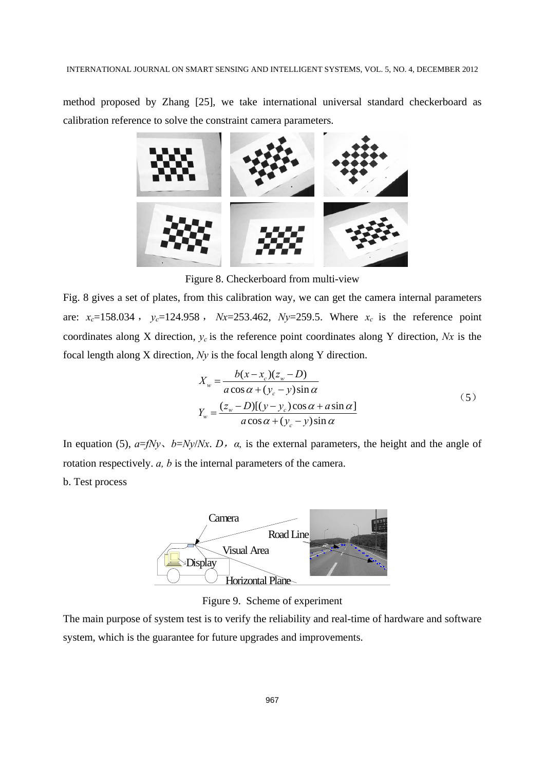method proposed by Zhang [25], we take international universal standard checkerboard as calibration reference to solve the constraint camera parameters.

Figure 8. Checkerboard from multi-view

Fig. 8 gives a set of plates, from this calibration way, we can get the camera internal parameters are: $x_c$=158.034， $y_c$=124.958， $Nx$=253.462, $Ny$=259.5. Where $x_c$ is the reference point coordinates along X direction, $y_c$ is the reference point coordinates along Y direction, $Nx$ is the focal length along X direction, $Ny$ is the focal length along Y direction.

$$
\begin{aligned}
X_w &= \frac{b(x - x_c)(z_w - D)}{a\cos\alpha + (y_c - y)\sin\alpha} \\
Y_w &= \frac{(z_w - D)[(y - y_c)\cos\alpha + a\sin\alpha]}{a\cos\alpha + (y_c - y)\sin\alpha}
\end{aligned}
\tag{5}
$$

In equation (5), $a=fNy$、$b=Ny/Nx$. $D$，$\alpha$, is the external parameters, the height and the angle of rotation respectively. $a$, $b$ is the internal parameters of the camera.

b. Test process

Figure 9. Scheme of experiment

The main purpose of system test is to verify the reliability and real-time of hardware and software system, which is the guarantee for future upgrades and improvements.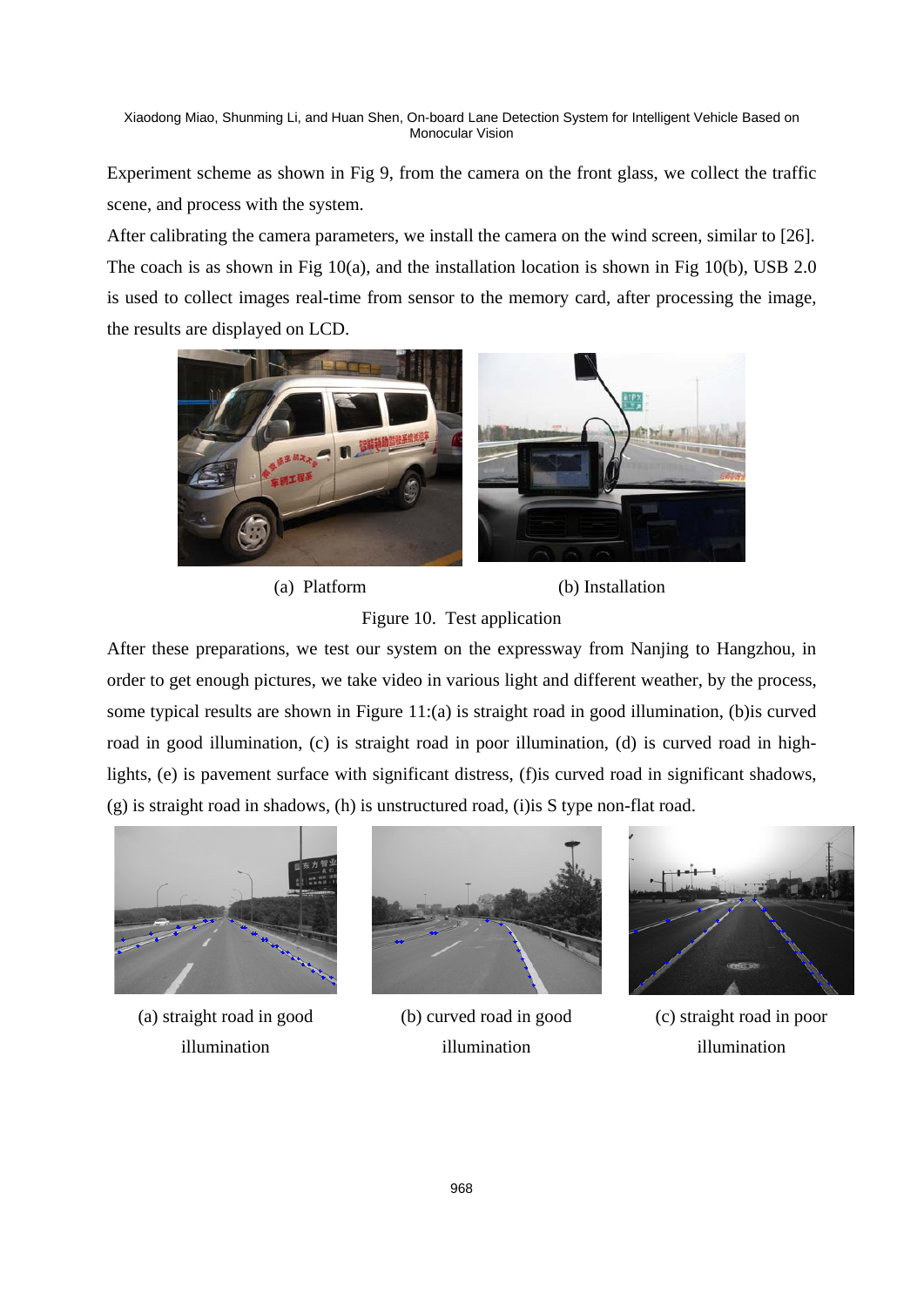Experiment scheme as shown in Fig 9, from the camera on the front glass, we collect the traffic scene, and process with the system.

After calibrating the camera parameters, we install the camera on the wind screen, similar to [26]. The coach is as shown in Fig 10(a), and the installation location is shown in Fig 10(b), USB 2.0 is used to collect images real-time from sensor to the memory card, after processing the image, the results are displayed on LCD.

(a) Platform (b) Installation

Figure 10. Test application

After these preparations, we test our system on the expressway from Nanjing to Hangzhou, in order to get enough pictures, we take video in various light and different weather, by the process, some typical results are shown in Figure 11:(a) is straight road in good illumination, (b)is curved road in good illumination, (c) is straight road in poor illumination, (d) is curved road in high-lights, (e) is pavement surface with significant distress, (f)is curved road in significant shadows, (g) is straight road in shadows, (h) is unstructured road, (i)is S type non-flat road.

(a) straight road in good illumination

(b) curved road in good illumination

(c) straight road in poor illumination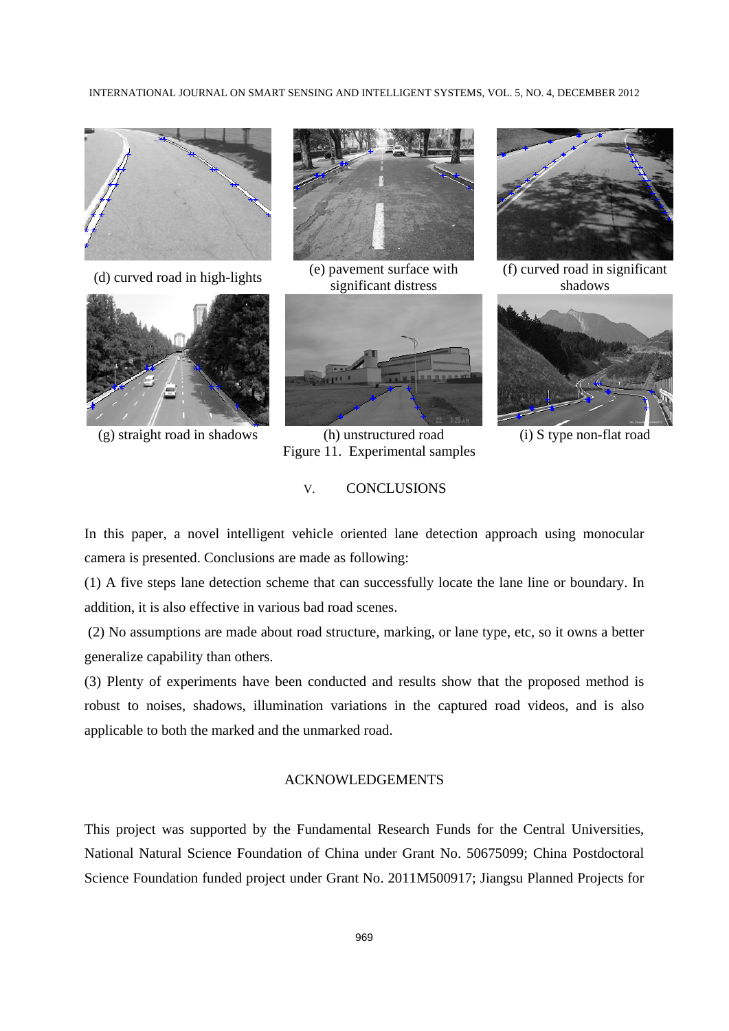(d) curved road in high-lights

(e) pavement surface with significant distress

(f) curved road in significant shadows

(g) straight road in shadows

(h) unstructured road

(i) S type non-flat road

Figure 11. Experimental samples

## V. CONCLUSIONS

In this paper, a novel intelligent vehicle oriented lane detection approach using monocular camera is presented. Conclusions are made as following:

(1) A five steps lane detection scheme that can successfully locate the lane line or boundary. In addition, it is also effective in various bad road scenes.

(2) No assumptions are made about road structure, marking, or lane type, etc, so it owns a better generalize capability than others.

(3) Plenty of experiments have been conducted and results show that the proposed method is robust to noises, shadows, illumination variations in the captured road videos, and is also applicable to both the marked and the unmarked road.

## ACKNOWLEDGEMENTS

This project was supported by the Fundamental Research Funds for the Central Universities, National Natural Science Foundation of China under Grant No. 50675099; China Postdoctoral Science Foundation funded project under Grant No. 2011M500917; Jiangsu Planned Projects for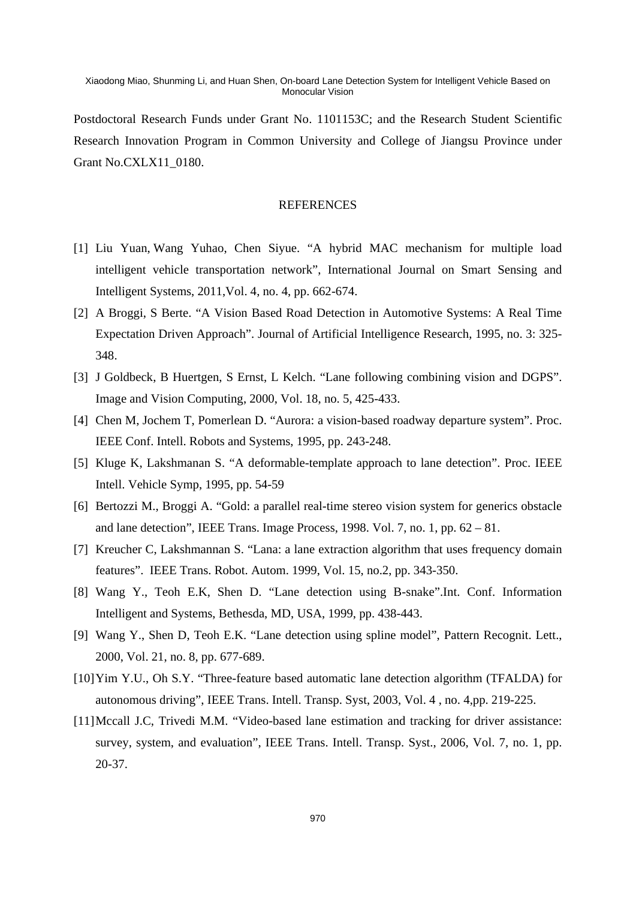Postdoctoral Research Funds under Grant No. 1101153C; and the Research Student Scientific Research Innovation Program in Common University and College of Jiangsu Province under Grant No.CXLX11_0180.

## REFERENCES

[1] Liu Yuan, Wang Yuhao, Chen Siyue. “A hybrid MAC mechanism for multiple load intelligent vehicle transportation network”, International Journal on Smart Sensing and Intelligent Systems, 2011,Vol. 4, no. 4, pp. 662-674.

[2] A Broggi, S Berte. “A Vision Based Road Detection in Automotive Systems: A Real Time Expectation Driven Approach”. Journal of Artificial Intelligence Research, 1995, no. 3: 325-348.

[3] J Goldbeck, B Huertgen, S Ernst, L Kelch. “Lane following combining vision and DGPS”. Image and Vision Computing, 2000, Vol. 18, no. 5, 425-433.

[4] Chen M, Jochem T, Pomerlean D. “Aurora: a vision-based roadway departure system”. Proc. IEEE Conf. Intell. Robots and Systems, 1995, pp. 243-248.

[5] Kluge K, Lakshmanan S. “A deformable-template approach to lane detection”. Proc. IEEE Intell. Vehicle Symp, 1995, pp. 54-59

[6] Bertozzi M., Broggi A. “Gold: a parallel real-time stereo vision system for generics obstacle and lane detection”, IEEE Trans. Image Process, 1998. Vol. 7, no. 1, pp. 62 – 81.

[7] Kreucher C, Lakshmannan S. “Lana: a lane extraction algorithm that uses frequency domain features”. IEEE Trans. Robot. Autom. 1999, Vol. 15, no.2, pp. 343-350.

[8] Wang Y., Teoh E.K, Shen D. “Lane detection using B-snake”.Int. Conf. Information Intelligent and Systems, Bethesda, MD, USA, 1999, pp. 438-443.

[9] Wang Y., Shen D, Teoh E.K. “Lane detection using spline model”, Pattern Recognit. Lett., 2000, Vol. 21, no. 8, pp. 677-689.

[10] Yim Y.U., Oh S.Y. “Three-feature based automatic lane detection algorithm (TFALDA) for autonomous driving”, IEEE Trans. Intell. Transp. Syst, 2003, Vol. 4 , no. 4,pp. 219-225.

[11] Mccall J.C, Trivedi M.M. “Video-based lane estimation and tracking for driver assistance: survey, system, and evaluation”, IEEE Trans. Intell. Transp. Syst., 2006, Vol. 7, no. 1, pp. 20-37.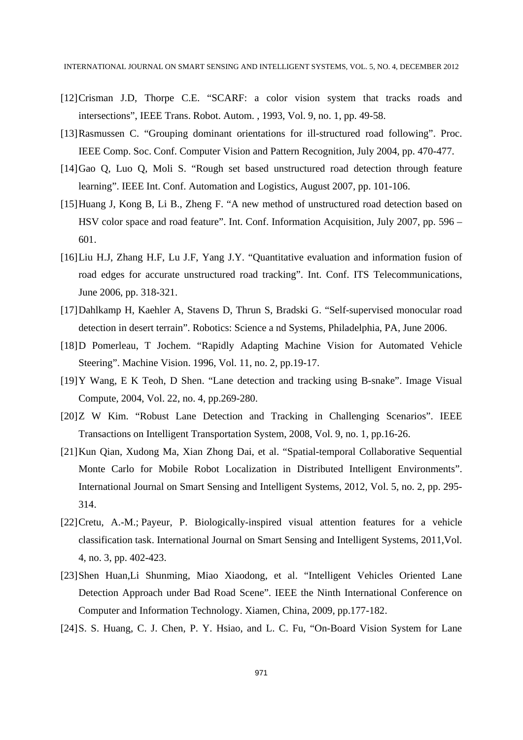[12] Crisman J.D, Thorpe C.E. "SCARF: a color vision system that tracks roads and intersections", IEEE Trans. Robot. Autom. , 1993, Vol. 9, no. 1, pp. 49-58.

[13] Rasmussen C. "Grouping dominant orientations for ill-structured road following". Proc. IEEE Comp. Soc. Conf. Computer Vision and Pattern Recognition, July 2004, pp. 470-477.

[14] Gao Q, Luo Q, Moli S. "Rough set based unstructured road detection through feature learning". IEEE Int. Conf. Automation and Logistics, August 2007, pp. 101-106.

[15] Huang J, Kong B, Li B., Zheng F. "A new method of unstructured road detection based on HSV color space and road feature". Int. Conf. Information Acquisition, July 2007, pp. 596 – 601.

[16] Liu H.J, Zhang H.F, Lu J.F, Yang J.Y. "Quantitative evaluation and information fusion of road edges for accurate unstructured road tracking". Int. Conf. ITS Telecommunications, June 2006, pp. 318-321.

[17] Dahlkamp H, Kaehler A, Stavens D, Thrun S, Bradski G. "Self-supervised monocular road detection in desert terrain". Robotics: Science a nd Systems, Philadelphia, PA, June 2006.

[18] D Pomerleau, T Jochem. "Rapidly Adapting Machine Vision for Automated Vehicle Steering". Machine Vision. 1996, Vol. 11, no. 2, pp.19-17.

[19] Y Wang, E K Teoh, D Shen. "Lane detection and tracking using B-snake". Image Visual Compute, 2004, Vol. 22, no. 4, pp.269-280.

[20] Z W Kim. "Robust Lane Detection and Tracking in Challenging Scenarios". IEEE Transactions on Intelligent Transportation System, 2008, Vol. 9, no. 1, pp.16-26.

[21] Kun Qian, Xudong Ma, Xian Zhong Dai, et al. "Spatial-temporal Collaborative Sequential Monte Carlo for Mobile Robot Localization in Distributed Intelligent Environments". International Journal on Smart Sensing and Intelligent Systems, 2012, Vol. 5, no. 2, pp. 295-314.

[22] Cretu, A.-M.; Payeur, P. Biologically-inspired visual attention features for a vehicle classification task. International Journal on Smart Sensing and Intelligent Systems, 2011,Vol. 4, no. 3, pp. 402-423.

[23] Shen Huan,Li Shunming, Miao Xiaodong, et al. "Intelligent Vehicles Oriented Lane Detection Approach under Bad Road Scene". IEEE the Ninth International Conference on Computer and Information Technology. Xiamen, China, 2009, pp.177-182.

[24] S. S. Huang, C. J. Chen, P. Y. Hsiao, and L. C. Fu, "On-Board Vision System for Lane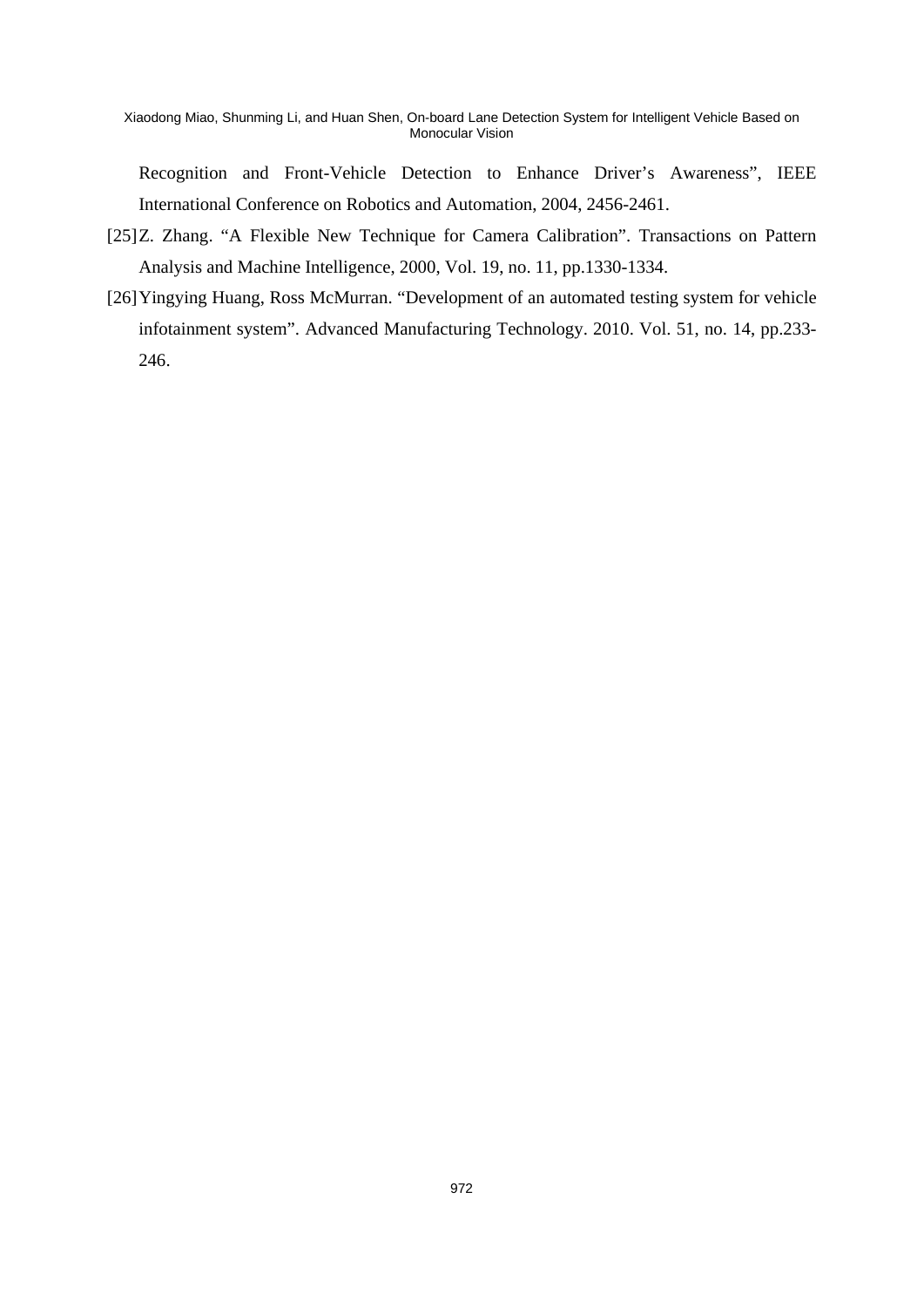Recognition and Front-Vehicle Detection to Enhance Driver's Awareness", IEEE International Conference on Robotics and Automation, 2004, 2456-2461.

[25] Z. Zhang. "A Flexible New Technique for Camera Calibration". Transactions on Pattern Analysis and Machine Intelligence, 2000, Vol. 19, no. 11, pp.1330-1334.

[26] Yingying Huang, Ross McMurran. "Development of an automated testing system for vehicle infotainment system". Advanced Manufacturing Technology. 2010. Vol. 51, no. 14, pp.233-246.